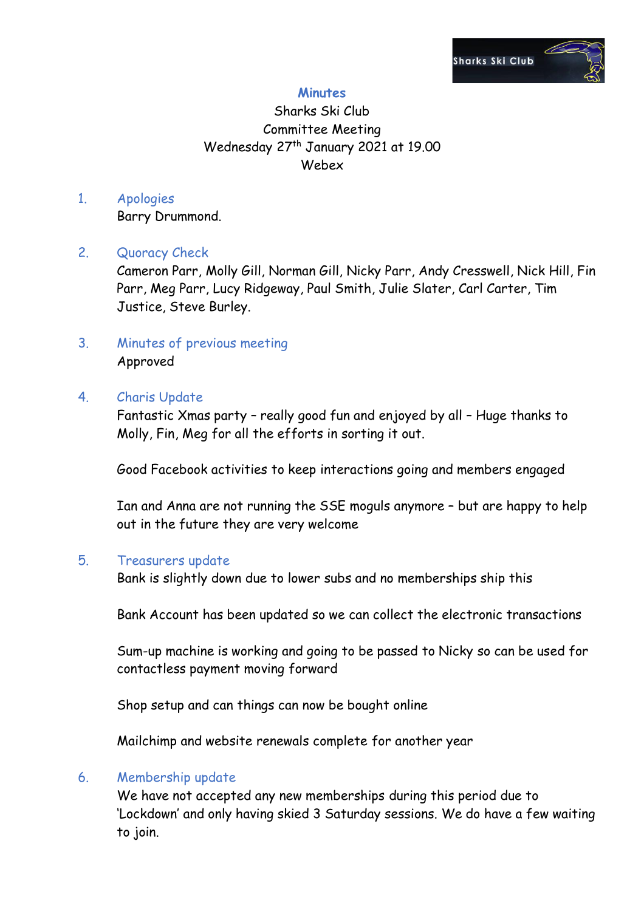# Minutes

Sharks Ski Club
Committee Meeting
Wednesday 27th January 2021 at 19.00
Webex

## 1. Apologies

Barry Drummond.

## 2. Quoracy Check

Cameron Parr, Molly Gill, Norman Gill, Nicky Parr, Andy Cresswell, Nick Hill, Fin Parr, Meg Parr, Lucy Ridgeway, Paul Smith, Julie Slater, Carl Carter, Tim Justice, Steve Burley.

## 3. Minutes of previous meeting

Approved

## 4. Charis Update

Fantastic Xmas party – really good fun and enjoyed by all – Huge thanks to Molly, Fin, Meg for all the efforts in sorting it out.

Good Facebook activities to keep interactions going and members engaged

Ian and Anna are not running the SSE moguls anymore – but are happy to help out in the future they are very welcome

## 5. Treasurers update

Bank is slightly down due to lower subs and no memberships ship this

Bank Account has been updated so we can collect the electronic transactions

Sum-up machine is working and going to be passed to Nicky so can be used for contactless payment moving forward

Shop setup and can things can now be bought online

Mailchimp and website renewals complete for another year

## 6. Membership update

We have not accepted any new memberships during this period due to 'Lockdown' and only having skied 3 Saturday sessions. We do have a few waiting to join.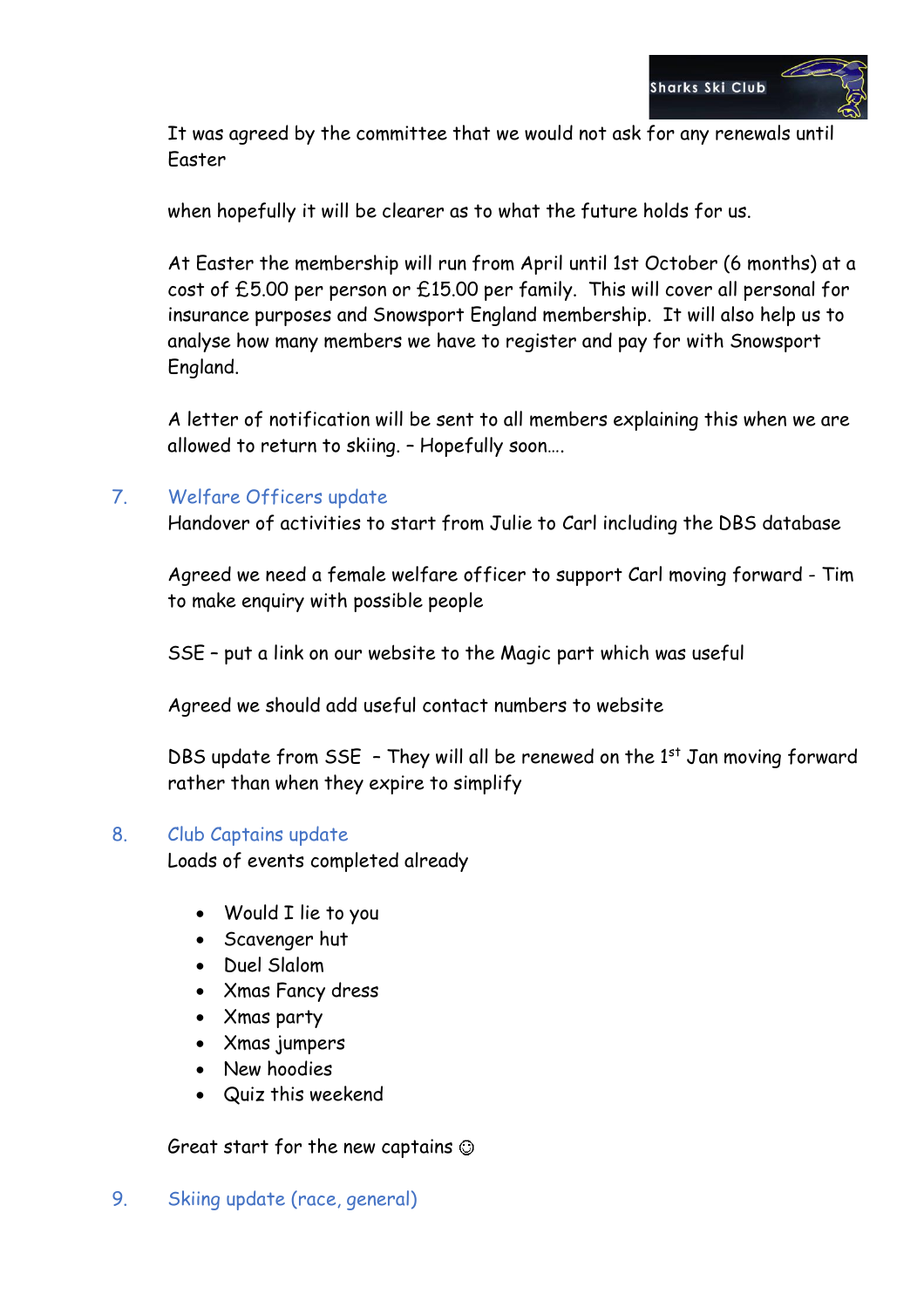It was agreed by the committee that we would not ask for any renewals until Easter

when hopefully it will be clearer as to what the future holds for us.

At Easter the membership will run from April until 1st October (6 months) at a cost of £5.00 per person or £15.00 per family. This will cover all personal for insurance purposes and Snowsport England membership. It will also help us to analyse how many members we have to register and pay for with Snowsport England.

A letter of notification will be sent to all members explaining this when we are allowed to return to skiing. – Hopefully soon….

## 7. Welfare Officers update

Handover of activities to start from Julie to Carl including the DBS database

Agreed we need a female welfare officer to support Carl moving forward - Tim to make enquiry with possible people

SSE – put a link on our website to the Magic part which was useful

Agreed we should add useful contact numbers to website

DBS update from SSE – They will all be renewed on the 1st Jan moving forward rather than when they expire to simplify

## 8. Club Captains update

Loads of events completed already

- Would I lie to you
- Scavenger hut
- Duel Slalom
- Xmas Fancy dress
- Xmas party
- Xmas jumpers
- New hoodies
- Quiz this weekend

Great start for the new captains ☺

## 9. Skiing update (race, general)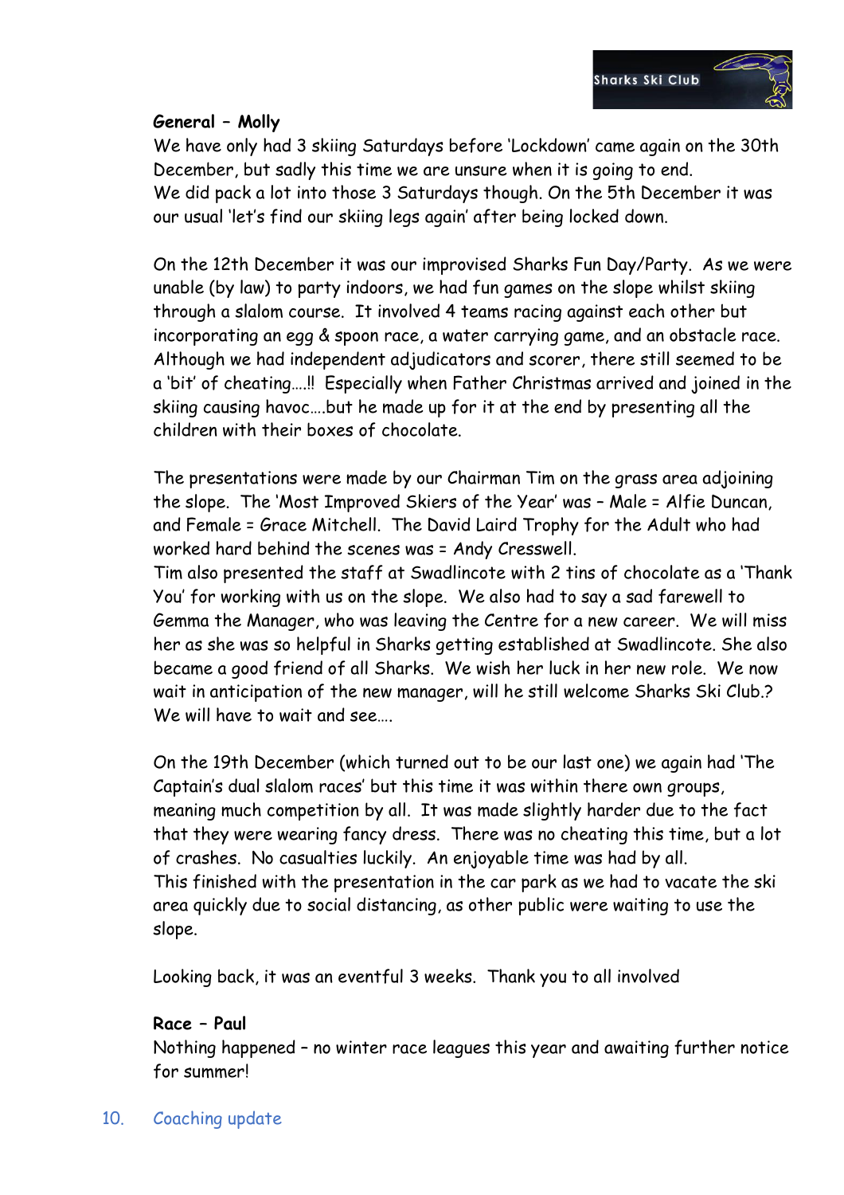**General – Molly**

We have only had 3 skiing Saturdays before 'Lockdown' came again on the 30th December, but sadly this time we are unsure when it is going to end.
We did pack a lot into those 3 Saturdays though. On the 5th December it was our usual 'let's find our skiing legs again' after being locked down.

On the 12th December it was our improvised Sharks Fun Day/Party. As we were unable (by law) to party indoors, we had fun games on the slope whilst skiing through a slalom course. It involved 4 teams racing against each other but incorporating an egg & spoon race, a water carrying game, and an obstacle race. Although we had independent adjudicators and scorer, there still seemed to be a 'bit' of cheating….!! Especially when Father Christmas arrived and joined in the skiing causing havoc….but he made up for it at the end by presenting all the children with their boxes of chocolate.

The presentations were made by our Chairman Tim on the grass area adjoining the slope. The 'Most Improved Skiers of the Year' was – Male = Alfie Duncan, and Female = Grace Mitchell. The David Laird Trophy for the Adult who had worked hard behind the scenes was = Andy Cresswell.
Tim also presented the staff at Swadlincote with 2 tins of chocolate as a 'Thank You' for working with us on the slope. We also had to say a sad farewell to Gemma the Manager, who was leaving the Centre for a new career. We will miss her as she was so helpful in Sharks getting established at Swadlincote. She also became a good friend of all Sharks. We wish her luck in her new role. We now wait in anticipation of the new manager, will he still welcome Sharks Ski Club.? We will have to wait and see….

On the 19th December (which turned out to be our last one) we again had 'The Captain's dual slalom races' but this time it was within there own groups, meaning much competition by all. It was made slightly harder due to the fact that they were wearing fancy dress. There was no cheating this time, but a lot of crashes. No casualties luckily. An enjoyable time was had by all.
This finished with the presentation in the car park as we had to vacate the ski area quickly due to social distancing, as other public were waiting to use the slope.

Looking back, it was an eventful 3 weeks. Thank you to all involved

**Race – Paul**

Nothing happened – no winter race leagues this year and awaiting further notice for summer!

## 10. Coaching update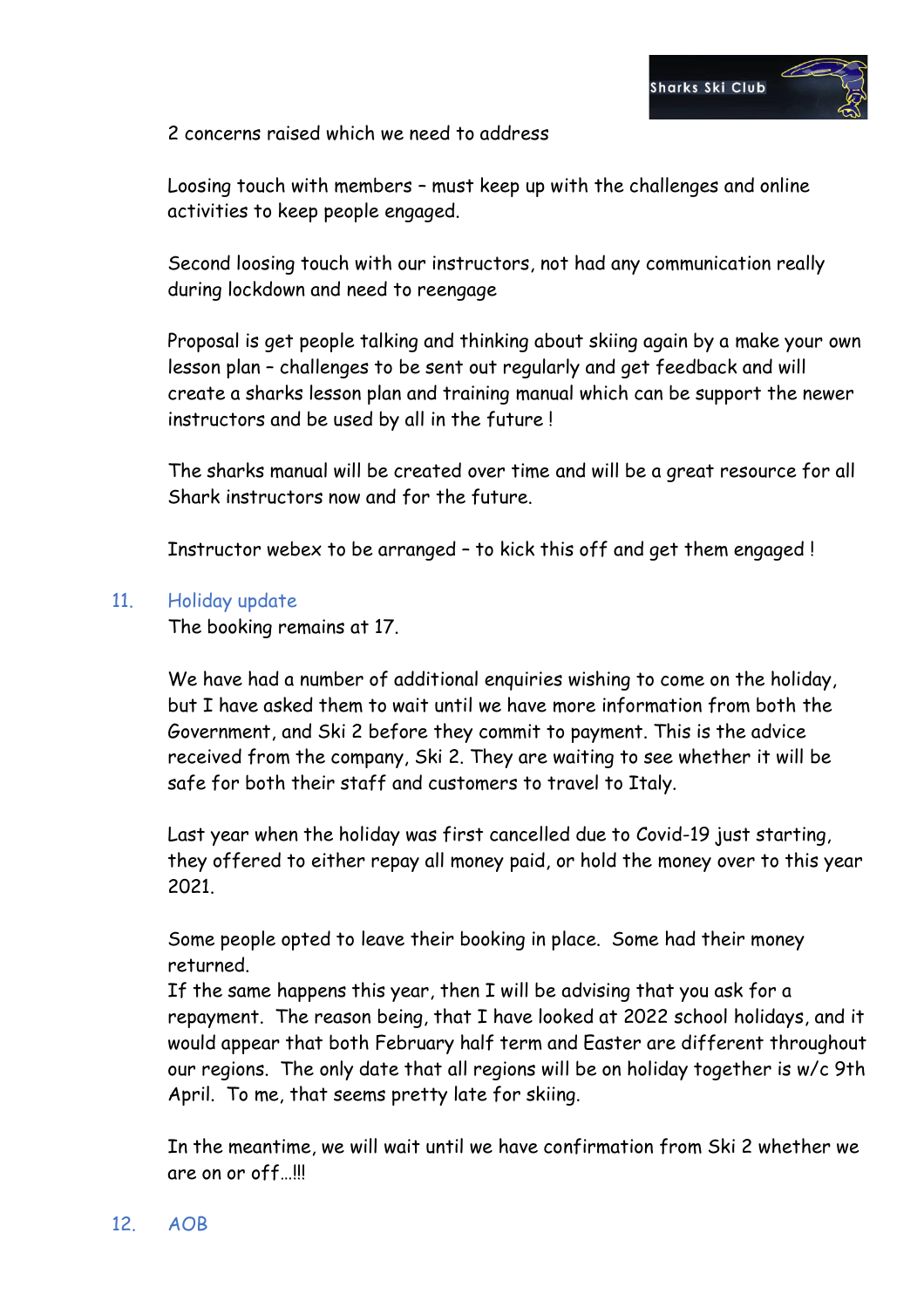2 concerns raised which we need to address

Loosing touch with members – must keep up with the challenges and online activities to keep people engaged.

Second loosing touch with our instructors, not had any communication really during lockdown and need to reengage

Proposal is get people talking and thinking about skiing again by a make your own lesson plan – challenges to be sent out regularly and get feedback and will create a sharks lesson plan and training manual which can be support the newer instructors and be used by all in the future !

The sharks manual will be created over time and will be a great resource for all Shark instructors now and for the future.

Instructor webex to be arranged – to kick this off and get them engaged !

## 11. Holiday update

The booking remains at 17.

We have had a number of additional enquiries wishing to come on the holiday, but I have asked them to wait until we have more information from both the Government, and Ski 2 before they commit to payment. This is the advice received from the company, Ski 2. They are waiting to see whether it will be safe for both their staff and customers to travel to Italy.

Last year when the holiday was first cancelled due to Covid-19 just starting, they offered to either repay all money paid, or hold the money over to this year 2021.

Some people opted to leave their booking in place. Some had their money returned.
If the same happens this year, then I will be advising that you ask for a repayment. The reason being, that I have looked at 2022 school holidays, and it would appear that both February half term and Easter are different throughout our regions. The only date that all regions will be on holiday together is w/c 9th April. To me, that seems pretty late for skiing.

In the meantime, we will wait until we have confirmation from Ski 2 whether we are on or off…!!!

## 12. AOB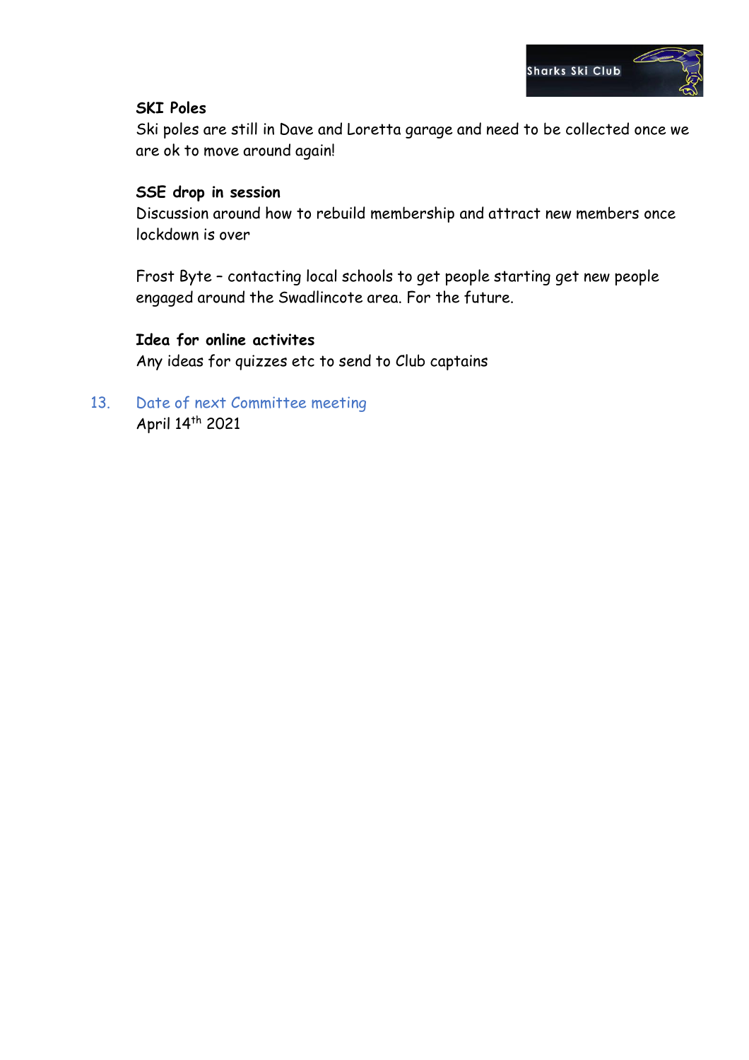**SKI Poles**

Ski poles are still in Dave and Loretta garage and need to be collected once we are ok to move around again!

**SSE drop in session**

Discussion around how to rebuild membership and attract new members once lockdown is over

Frost Byte – contacting local schools to get people starting get new people engaged around the Swadlincote area. For the future.

**Idea for online activites**

Any ideas for quizzes etc to send to Club captains

13. Date of next Committee meeting

April 14th 2021